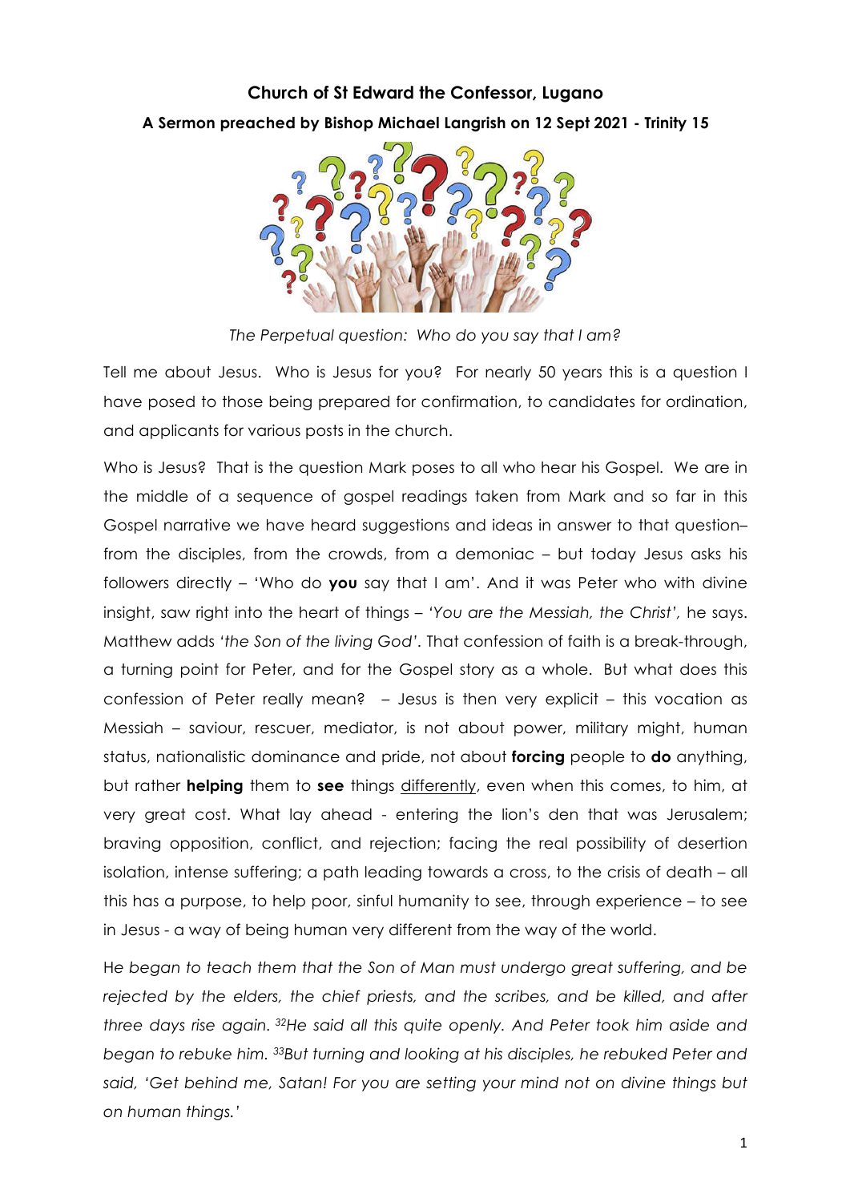**Church of St Edward the Confessor, Lugano**

**A Sermon preached by Bishop Michael Langrish on 12 Sept 2021 - Trinity 15**

*The Perpetual question: Who do you say that I am?*

Tell me about Jesus. Who is Jesus for you? For nearly 50 years this is a question I have posed to those being prepared for confirmation, to candidates for ordination, and applicants for various posts in the church.

Who is Jesus? That is the question Mark poses to all who hear his Gospel. We are in the middle of a sequence of gospel readings taken from Mark and so far in this Gospel narrative we have heard suggestions and ideas in answer to that question– from the disciples, from the crowds, from a demoniac – but today Jesus asks his followers directly – 'Who do **you** say that I am'. And it was Peter who with divine insight, saw right into the heart of things – *'You are the Messiah, the Christ',* he says. Matthew adds *'the Son of the living God'*. That confession of faith is a break-through, a turning point for Peter, and for the Gospel story as a whole. But what does this confession of Peter really mean? – Jesus is then very explicit – this vocation as Messiah – saviour, rescuer, mediator, is not about power, military might, human status, nationalistic dominance and pride, not about **forcing** people to **do** anything, but rather **helping** them to **see** things <u>differently</u>, even when this comes, to him, at very great cost. What lay ahead - entering the lion's den that was Jerusalem; braving opposition, conflict, and rejection; facing the real possibility of desertion isolation, intense suffering; a path leading towards a cross, to the crisis of death – all this has a purpose, to help poor, sinful humanity to see, through experience – to see in Jesus - a way of being human very different from the way of the world.

*He began to teach them that the Son of Man must undergo great suffering, and be rejected by the elders, the chief priests, and the scribes, and be killed, and after three days rise again. [32]He said all this quite openly. And Peter took him aside and began to rebuke him. [33]But turning and looking at his disciples, he rebuked Peter and said, 'Get behind me, Satan! For you are setting your mind not on divine things but on human things.'*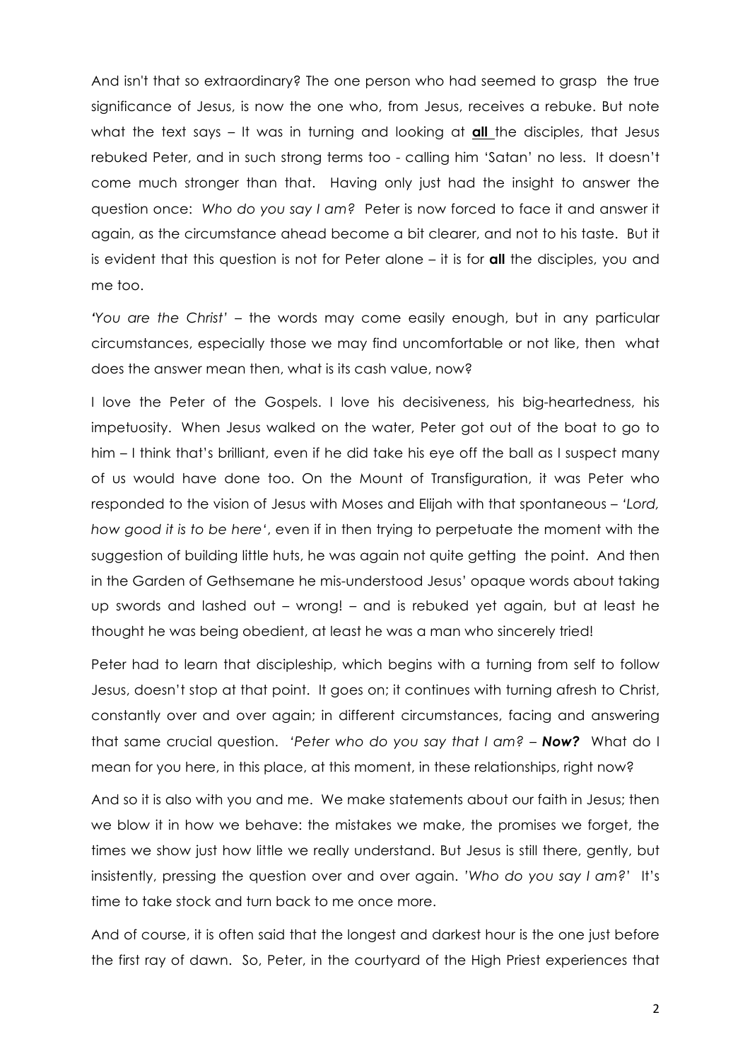And isn't that so extraordinary? The one person who had seemed to grasp the true significance of Jesus, is now the one who, from Jesus, receives a rebuke. But note what the text says – It was in turning and looking at <u>**all**</u> the disciples, that Jesus rebuked Peter, and in such strong terms too - calling him 'Satan' no less. It doesn't come much stronger than that. Having only just had the insight to answer the question once: *Who do you say I am?* Peter is now forced to face it and answer it again, as the circumstance ahead become a bit clearer, and not to his taste. But it is evident that this question is not for Peter alone – it is for **all** the disciples, you and me too.

*'You are the Christ'* – the words may come easily enough, but in any particular circumstances, especially those we may find uncomfortable or not like, then what does the answer mean then, what is its cash value, now?

I love the Peter of the Gospels. I love his decisiveness, his big-heartedness, his impetuosity. When Jesus walked on the water, Peter got out of the boat to go to him – I think that's brilliant, even if he did take his eye off the ball as I suspect many of us would have done too. On the Mount of Transfiguration, it was Peter who responded to the vision of Jesus with Moses and Elijah with that spontaneous – *'Lord, how good it is to be here'*, even if in then trying to perpetuate the moment with the suggestion of building little huts, he was again not quite getting the point. And then in the Garden of Gethsemane he mis-understood Jesus' opaque words about taking up swords and lashed out – wrong! – and is rebuked yet again, but at least he thought he was being obedient, at least he was a man who sincerely tried!

Peter had to learn that discipleship, which begins with a turning from self to follow Jesus, doesn't stop at that point. It goes on; it continues with turning afresh to Christ, constantly over and over again; in different circumstances, facing and answering that same crucial question. *'Peter who do you say that I am?* – ***Now?*** What do I mean for you here, in this place, at this moment, in these relationships, right now?

And so it is also with you and me. We make statements about our faith in Jesus; then we blow it in how we behave: the mistakes we make, the promises we forget, the times we show just how little we really understand. But Jesus is still there, gently, but insistently, pressing the question over and over again. *'Who do you say I am?'* It's time to take stock and turn back to me once more.

And of course, it is often said that the longest and darkest hour is the one just before the first ray of dawn. So, Peter, in the courtyard of the High Priest experiences that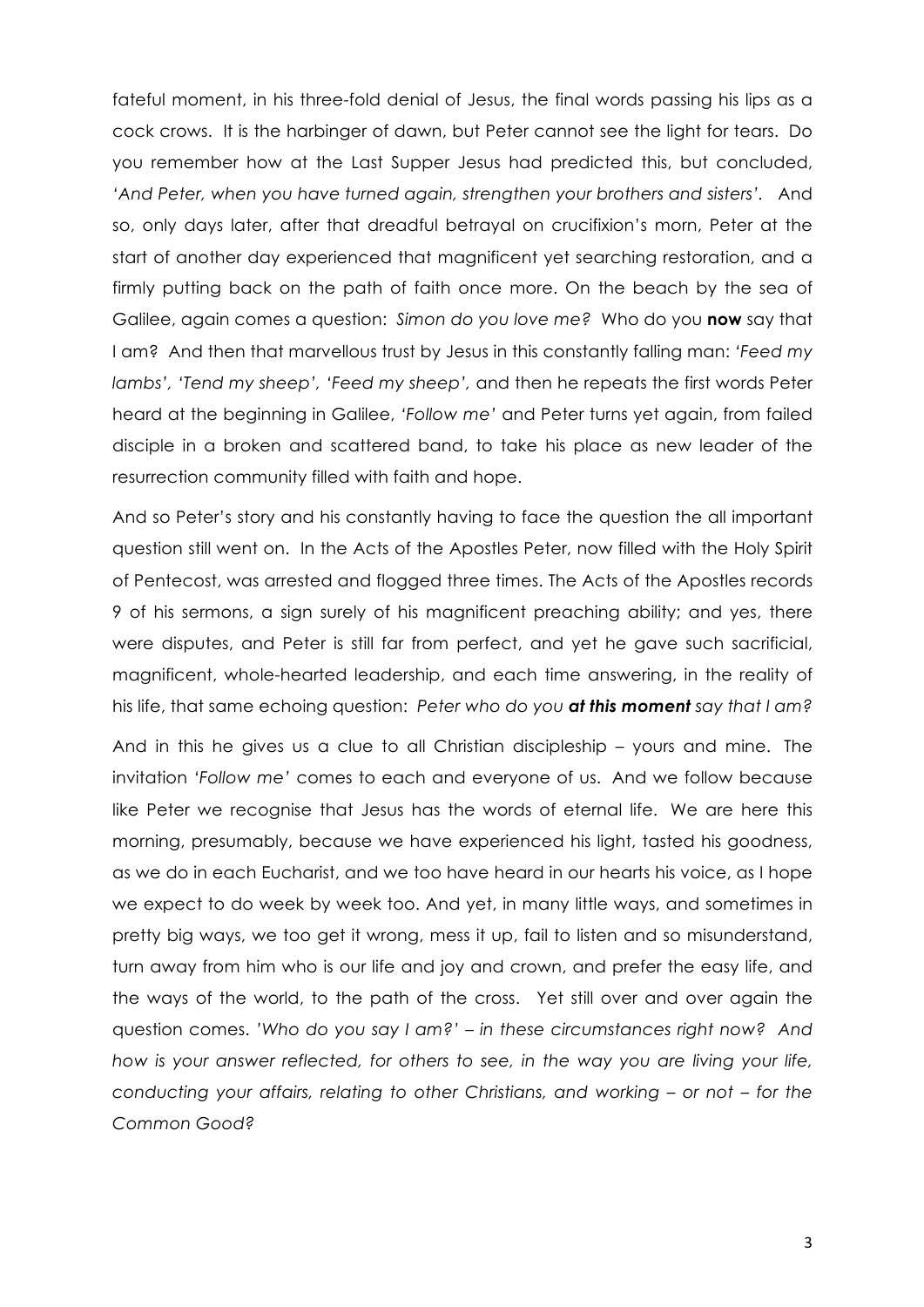fateful moment, in his three-fold denial of Jesus, the final words passing his lips as a cock crows. It is the harbinger of dawn, but Peter cannot see the light for tears. Do you remember how at the Last Supper Jesus had predicted this, but concluded, *'And Peter, when you have turned again, strengthen your brothers and sisters'*. And so, only days later, after that dreadful betrayal on crucifixion's morn, Peter at the start of another day experienced that magnificent yet searching restoration, and a firmly putting back on the path of faith once more. On the beach by the sea of Galilee, again comes a question: *Simon do you love me?* Who do you **now** say that I am? And then that marvellous trust by Jesus in this constantly falling man: *'Feed my lambs', 'Tend my sheep', 'Feed my sheep',* and then he repeats the first words Peter heard at the beginning in Galilee, *'Follow me'* and Peter turns yet again, from failed disciple in a broken and scattered band, to take his place as new leader of the resurrection community filled with faith and hope.

And so Peter's story and his constantly having to face the question the all important question still went on. In the Acts of the Apostles Peter, now filled with the Holy Spirit of Pentecost, was arrested and flogged three times. The Acts of the Apostles records 9 of his sermons, a sign surely of his magnificent preaching ability; and yes, there were disputes, and Peter is still far from perfect, and yet he gave such sacrificial, magnificent, whole-hearted leadership, and each time answering, in the reality of his life, that same echoing question: *Peter who do you **at this moment** say that I am?*

And in this he gives us a clue to all Christian discipleship – yours and mine. The invitation *'Follow me'* comes to each and everyone of us. And we follow because like Peter we recognise that Jesus has the words of eternal life. We are here this morning, presumably, because we have experienced his light, tasted his goodness, as we do in each Eucharist, and we too have heard in our hearts his voice, as I hope we expect to do week by week too. And yet, in many little ways, and sometimes in pretty big ways, we too get it wrong, mess it up, fail to listen and so misunderstand, turn away from him who is our life and joy and crown, and prefer the easy life, and the ways of the world, to the path of the cross. Yet still over and over again the question comes. *'Who do you say I am?' – in these circumstances right now? And how is your answer reflected, for others to see, in the way you are living your life, conducting your affairs, relating to other Christians, and working – or not – for the Common Good?*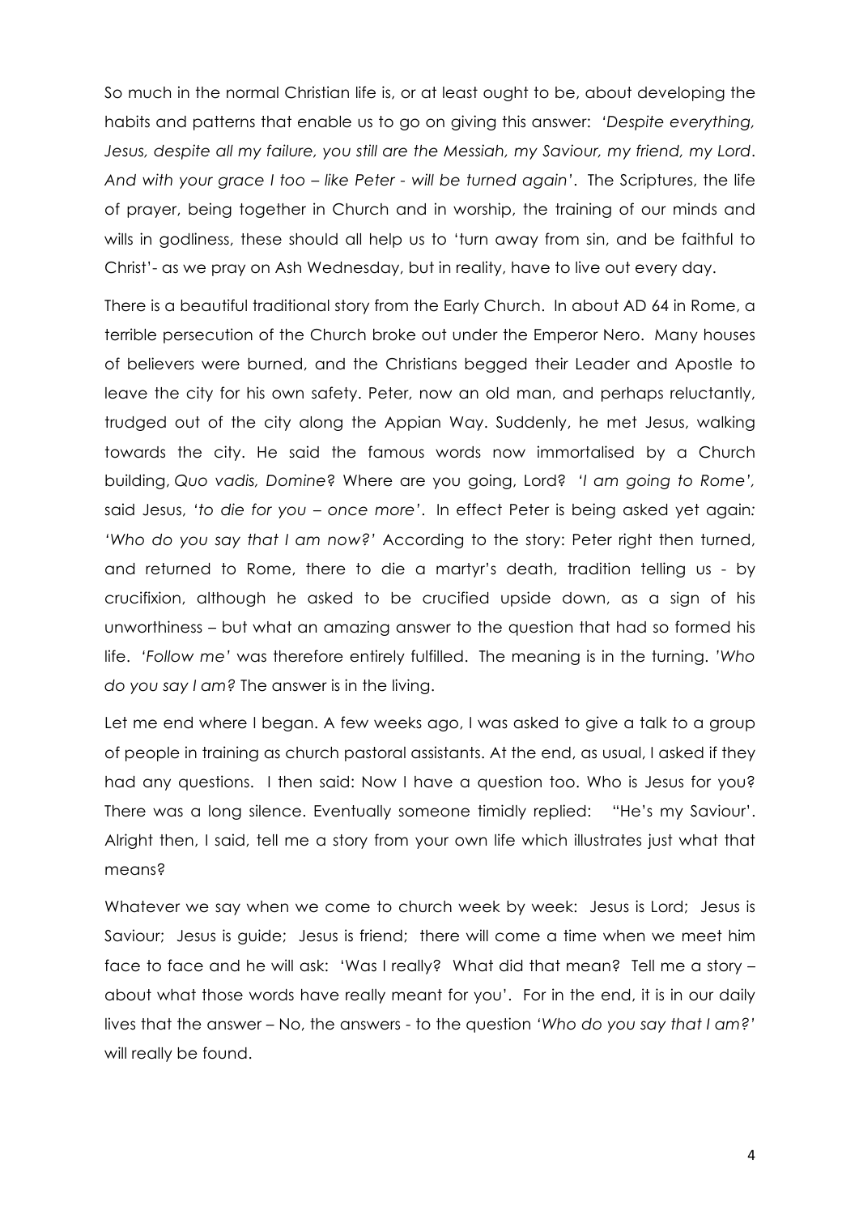So much in the normal Christian life is, or at least ought to be, about developing the habits and patterns that enable us to go on giving this answer: *'Despite everything, Jesus, despite all my failure, you still are the Messiah, my Saviour, my friend, my Lord. And with your grace I too – like Peter - will be turned again'*. The Scriptures, the life of prayer, being together in Church and in worship, the training of our minds and wills in godliness, these should all help us to 'turn away from sin, and be faithful to Christ'- as we pray on Ash Wednesday, but in reality, have to live out every day.

There is a beautiful traditional story from the Early Church. In about AD 64 in Rome, a terrible persecution of the Church broke out under the Emperor Nero. Many houses of believers were burned, and the Christians begged their Leader and Apostle to leave the city for his own safety. Peter, now an old man, and perhaps reluctantly, trudged out of the city along the Appian Way. Suddenly, he met Jesus, walking towards the city. He said the famous words now immortalised by a Church building, *Quo vadis, Domine?* Where are you going, Lord? *'I am going to Rome'*, said Jesus, *'to die for you – once more'*. In effect Peter is being asked yet again*: 'Who do you say that I am now?'* According to the story: Peter right then turned, and returned to Rome, there to die a martyr's death, tradition telling us - by crucifixion, although he asked to be crucified upside down, as a sign of his unworthiness – but what an amazing answer to the question that had so formed his life. *'Follow me'* was therefore entirely fulfilled. The meaning is in the turning. *'Who do you say I am?* The answer is in the living.

Let me end where I began. A few weeks ago, I was asked to give a talk to a group of people in training as church pastoral assistants. At the end, as usual, I asked if they had any questions. I then said: Now I have a question too. Who is Jesus for you? There was a long silence. Eventually someone timidly replied: "He's my Saviour'. Alright then, I said, tell me a story from your own life which illustrates just what that means?

Whatever we say when we come to church week by week: Jesus is Lord; Jesus is Saviour; Jesus is guide; Jesus is friend; there will come a time when we meet him face to face and he will ask: 'Was I really? What did that mean? Tell me a story – about what those words have really meant for you'. For in the end, it is in our daily lives that the answer – No, the answers - to the question *'Who do you say that I am?'* will really be found.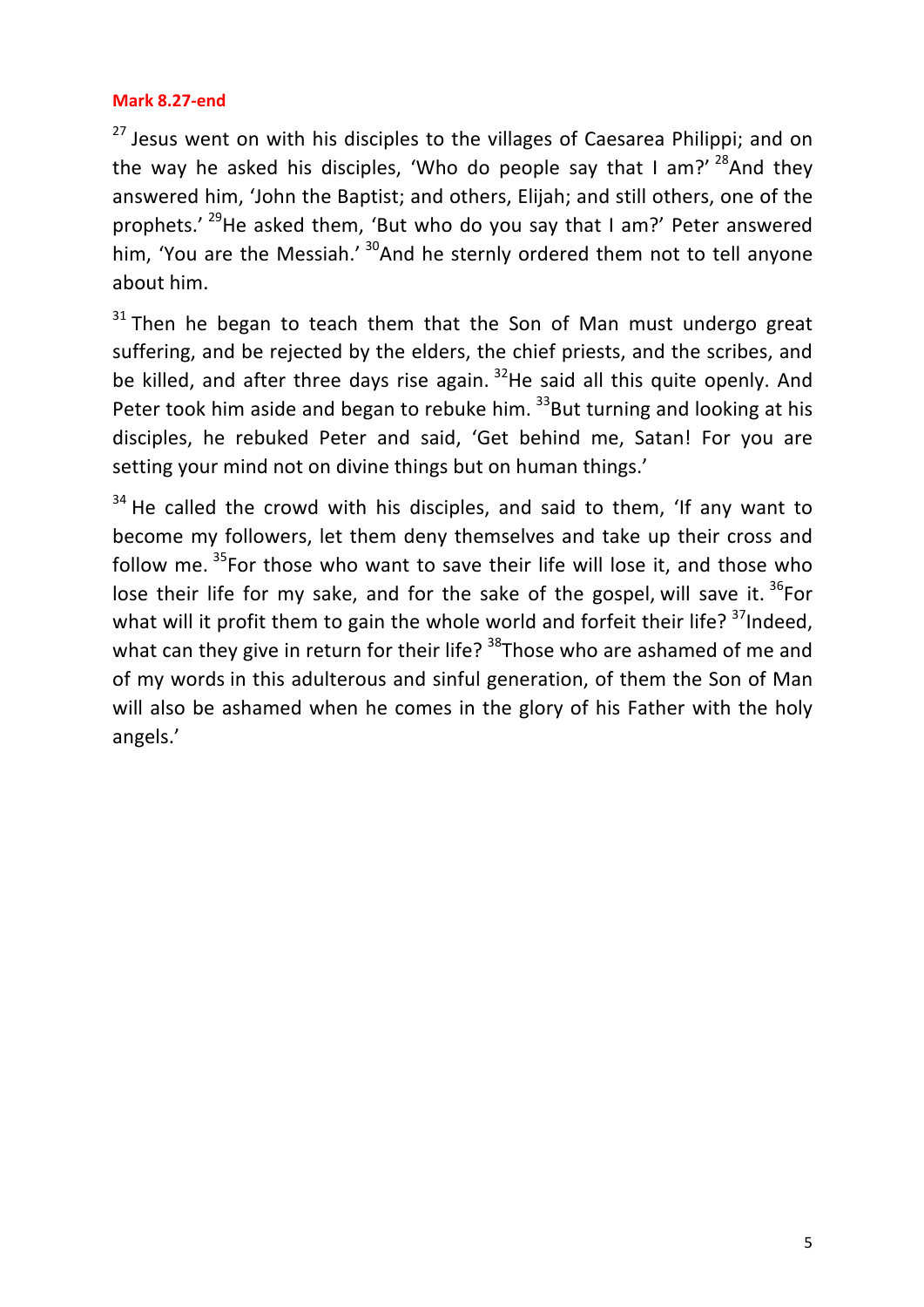**Mark 8.27-end**

[27] Jesus went on with his disciples to the villages of Caesarea Philippi; and on the way he asked his disciples, 'Who do people say that I am?' [28]And they answered him, 'John the Baptist; and others, Elijah; and still others, one of the prophets.' [29]He asked them, 'But who do you say that I am?' Peter answered him, 'You are the Messiah.' [30]And he sternly ordered them not to tell anyone about him.

[31] Then he began to teach them that the Son of Man must undergo great suffering, and be rejected by the elders, the chief priests, and the scribes, and be killed, and after three days rise again. [32]He said all this quite openly. And Peter took him aside and began to rebuke him. [33]But turning and looking at his disciples, he rebuked Peter and said, 'Get behind me, Satan! For you are setting your mind not on divine things but on human things.'

[34] He called the crowd with his disciples, and said to them, 'If any want to become my followers, let them deny themselves and take up their cross and follow me. [35]For those who want to save their life will lose it, and those who lose their life for my sake, and for the sake of the gospel, will save it. [36]For what will it profit them to gain the whole world and forfeit their life? [37]Indeed, what can they give in return for their life? [38]Those who are ashamed of me and of my words in this adulterous and sinful generation, of them the Son of Man will also be ashamed when he comes in the glory of his Father with the holy angels.'